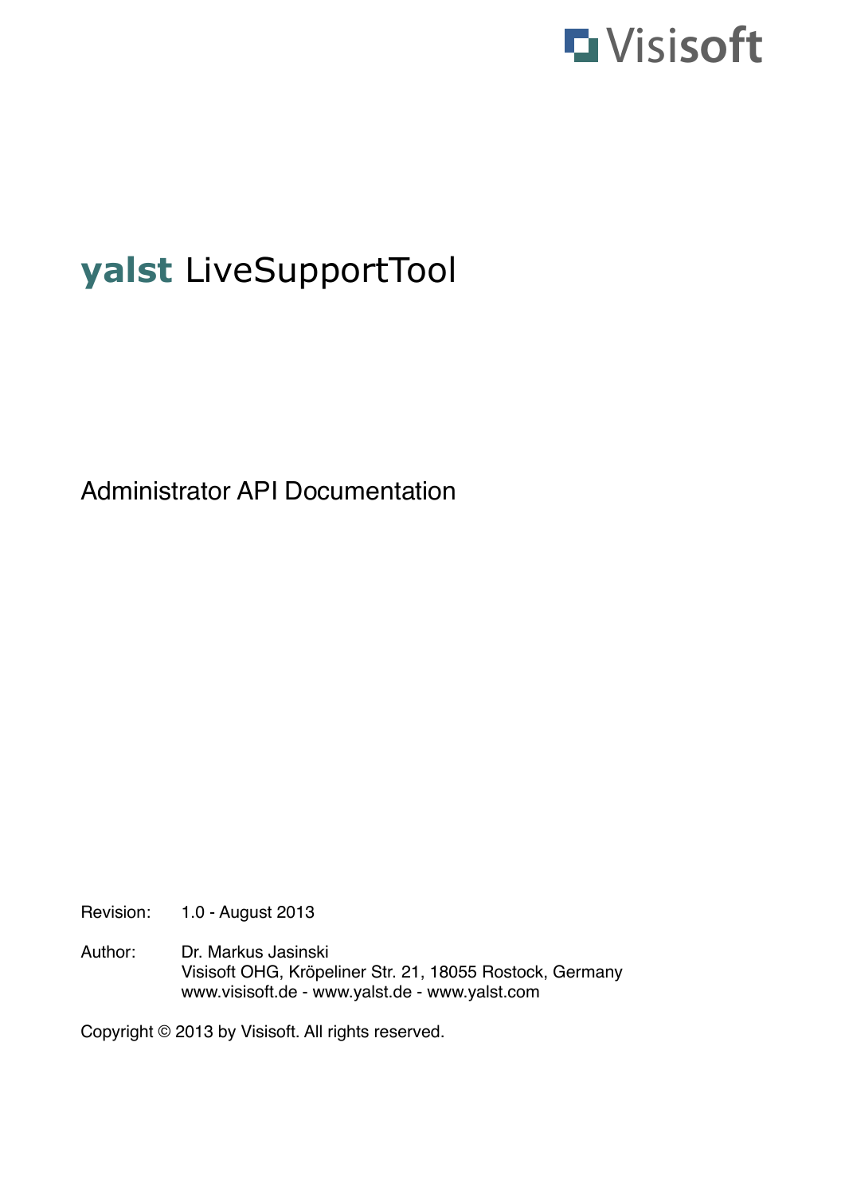Visisoft

# **yalst** LiveSupportTool

## Administrator API Documentation

Revision: 1.0 - August 2013

Author: Dr. Markus Jasinski
Visisoft OHG, Kröpeliner Str. 21, 18055 Rostock, Germany
www.visisoft.de - www.yalst.de - www.yalst.com

Copyright © 2013 by Visisoft. All rights reserved.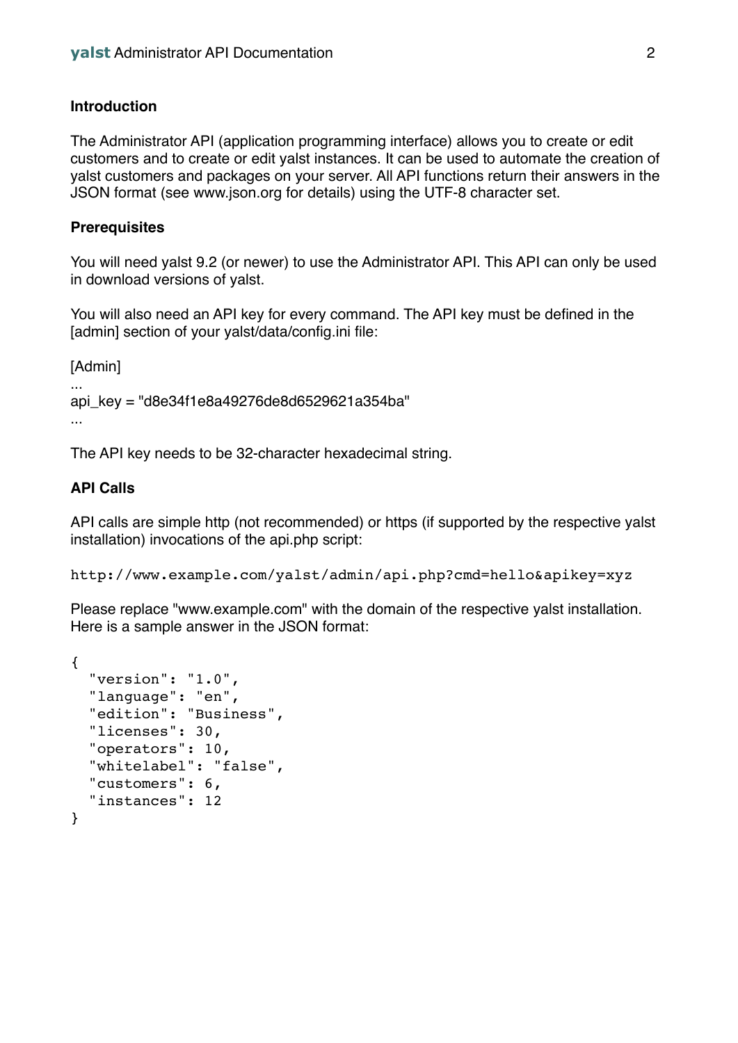## Introduction

The Administrator API (application programming interface) allows you to create or edit customers and to create or edit yalst instances. It can be used to automate the creation of yalst customers and packages on your server. All API functions return their answers in the JSON format (see www.json.org for details) using the UTF-8 character set.

## Prerequisites

You will need yalst 9.2 (or newer) to use the Administrator API. This API can only be used in download versions of yalst.

You will also need an API key for every command. The API key must be defined in the [admin] section of your yalst/data/config.ini file:

```
[Admin]
...
api_key = "d8e34f1e8a49276de8d6529621a354ba"
...
```

The API key needs to be 32-character hexadecimal string.

## API Calls

API calls are simple http (not recommended) or https (if supported by the respective yalst installation) invocations of the api.php script:

```
http://www.example.com/yalst/admin/api.php?cmd=hello&apikey=xyz
```

Please replace "www.example.com" with the domain of the respective yalst installation. Here is a sample answer in the JSON format:

```
{
  "version": "1.0",
  "language": "en",
  "edition": "Business",
  "licenses": 30,
  "operators": 10,
  "whitelabel": "false",
  "customers": 6,
  "instances": 12
}
```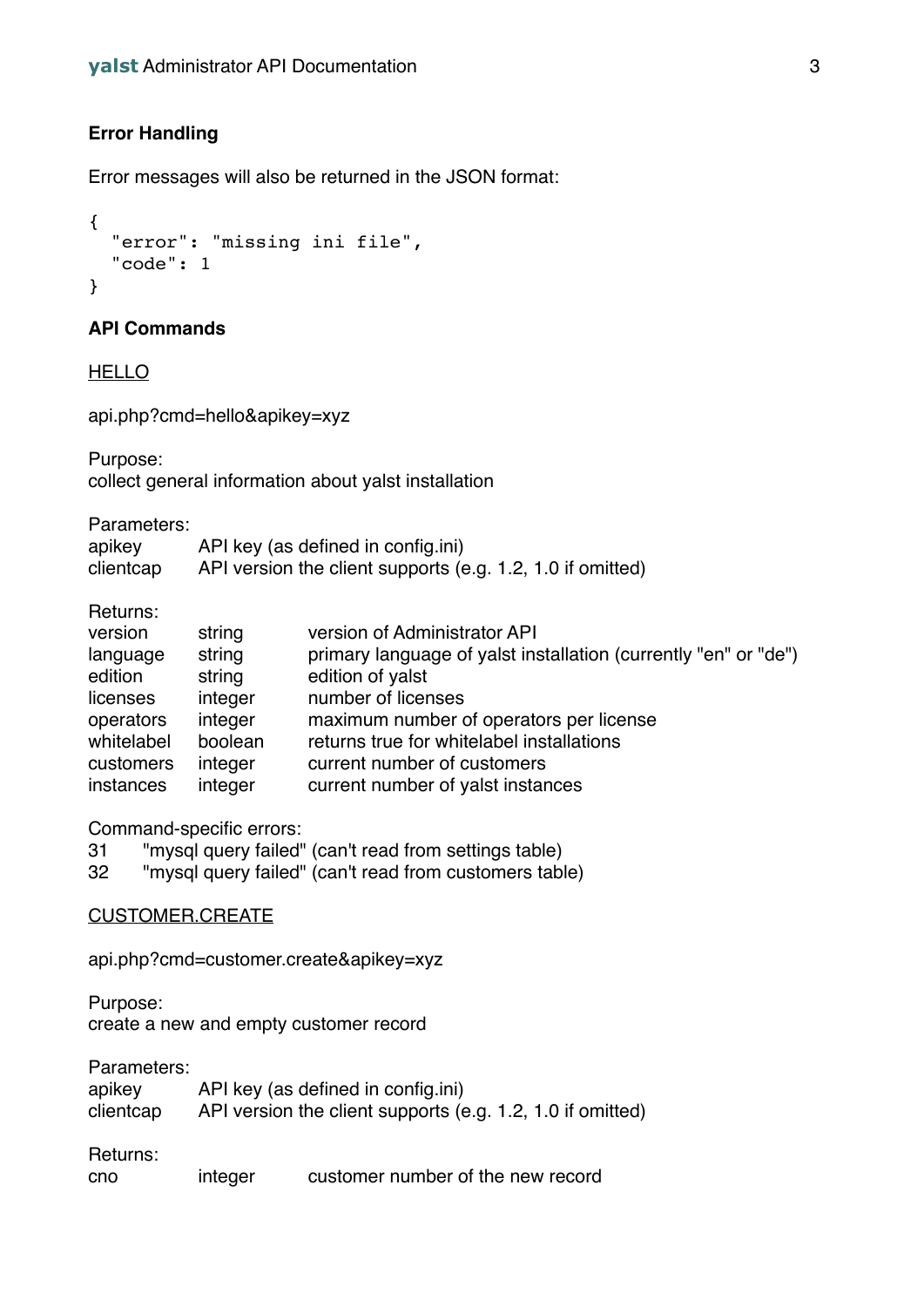**Error Handling**

Error messages will also be returned in the JSON format:

```
{
  "error": "missing ini file",
  "code": 1
}
```

**API Commands**

<u>HELLO</u>

api.php?cmd=hello&apikey=xyz

Purpose:
collect general information about yalst installation

Parameters:

| | |
|---|---|
| apikey | API key (as defined in config.ini) |
| clientcap | API version the client supports (e.g. 1.2, 1.0 if omitted) |

Returns:

| | | |
|---|---|---|
| version | string | version of Administrator API |
| language | string | primary language of yalst installation (currently "en" or "de") |
| edition | string | edition of yalst |
| licenses | integer | number of licenses |
| operators | integer | maximum number of operators per license |
| whitelabel | boolean | returns true for whitelabel installations |
| customers | integer | current number of customers |
| instances | integer | current number of yalst instances |

Command-specific errors:

| | |
|---|---|
| 31 | "mysql query failed" (can't read from settings table) |
| 32 | "mysql query failed" (can't read from customers table) |

<u>CUSTOMER.CREATE</u>

api.php?cmd=customer.create&apikey=xyz

Purpose:
create a new and empty customer record

Parameters:

| | |
|---|---|
| apikey | API key (as defined in config.ini) |
| clientcap | API version the client supports (e.g. 1.2, 1.0 if omitted) |

Returns:

| | | |
|---|---|---|
| cno | integer | customer number of the new record |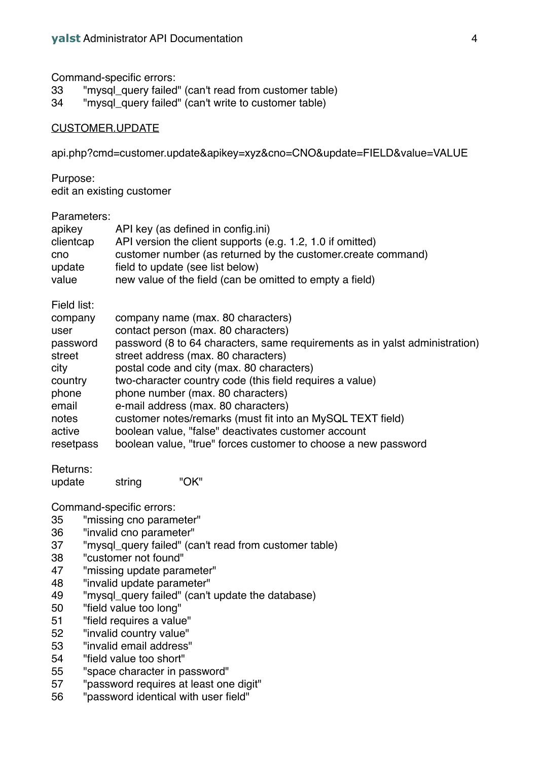Command-specific errors:

| | |
|---|---|
| 33 | "mysql_query failed" (can't read from customer table) |
| 34 | "mysql_query failed" (can't write to customer table) |

## CUSTOMER.UPDATE

```
api.php?cmd=customer.update&apikey=xyz&cno=CNO&update=FIELD&value=VALUE
```

Purpose:
edit an existing customer

Parameters:

| | |
|---|---|
| apikey | API key (as defined in config.ini) |
| clientcap | API version the client supports (e.g. 1.2, 1.0 if omitted) |
| cno | customer number (as returned by the customer.create command) |
| update | field to update (see list below) |
| value | new value of the field (can be omitted to empty a field) |

Field list:

| | |
|---|---|
| company | company name (max. 80 characters) |
| user | contact person (max. 80 characters) |
| password | password (8 to 64 characters, same requirements as in yalst administration) |
| street | street address (max. 80 characters) |
| city | postal code and city (max. 80 characters) |
| country | two-character country code (this field requires a value) |
| phone | phone number (max. 80 characters) |
| email | e-mail address (max. 80 characters) |
| notes | customer notes/remarks (must fit into an MySQL TEXT field) |
| active | boolean value, "false" deactivates customer account |
| resetpass | boolean value, "true" forces customer to choose a new password |

Returns:

| | | |
|---|---|---|
| update | string | "OK" |

Command-specific errors:

| | |
|---|---|
| 35 | "missing cno parameter" |
| 36 | "invalid cno parameter" |
| 37 | "mysql_query failed" (can't read from customer table) |
| 38 | "customer not found" |
| 47 | "missing update parameter" |
| 48 | "invalid update parameter" |
| 49 | "mysql_query failed" (can't update the database) |
| 50 | "field value too long" |
| 51 | "field requires a value" |
| 52 | "invalid country value" |
| 53 | "invalid email address" |
| 54 | "field value too short" |
| 55 | "space character in password" |
| 57 | "password requires at least one digit" |
| 56 | "password identical with user field" |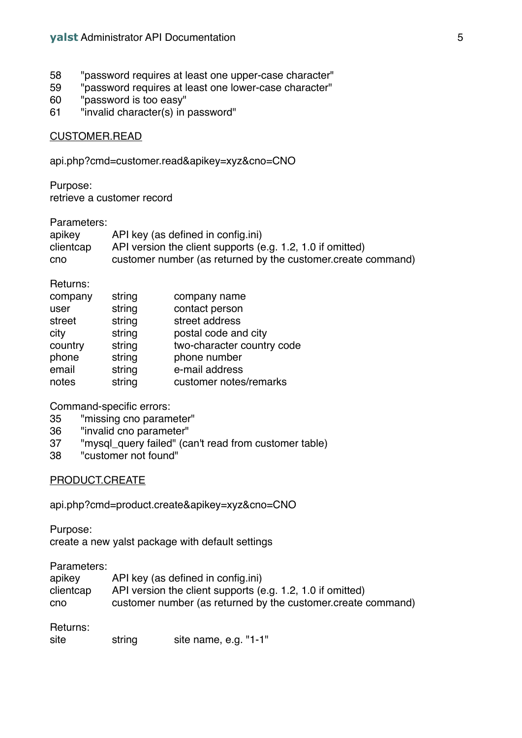58 "password requires at least one upper-case character"
59 "password requires at least one lower-case character"
60 "password is too easy"
61 "invalid character(s) in password"

## CUSTOMER.READ

```
api.php?cmd=customer.read&apikey=xyz&cno=CNO
```

Purpose:
retrieve a customer record

Parameters:

| | |
|---|---|
| apikey | API key (as defined in config.ini) |
| clientcap | API version the client supports (e.g. 1.2, 1.0 if omitted) |
| cno | customer number (as returned by the customer.create command) |

Returns:

| | | |
|---|---|---|
| company | string | company name |
| user | string | contact person |
| street | string | street address |
| city | string | postal code and city |
| country | string | two-character country code |
| phone | string | phone number |
| email | string | e-mail address |
| notes | string | customer notes/remarks |

Command-specific errors:
35 "missing cno parameter"
36 "invalid cno parameter"
37 "mysql_query failed" (can't read from customer table)
38 "customer not found"

## PRODUCT.CREATE

```
api.php?cmd=product.create&apikey=xyz&cno=CNO
```

Purpose:
create a new yalst package with default settings

Parameters:

| | |
|---|---|
| apikey | API key (as defined in config.ini) |
| clientcap | API version the client supports (e.g. 1.2, 1.0 if omitted) |
| cno | customer number (as returned by the customer.create command) |

Returns:

| | | |
|---|---|---|
| site | string | site name, e.g. "1-1" |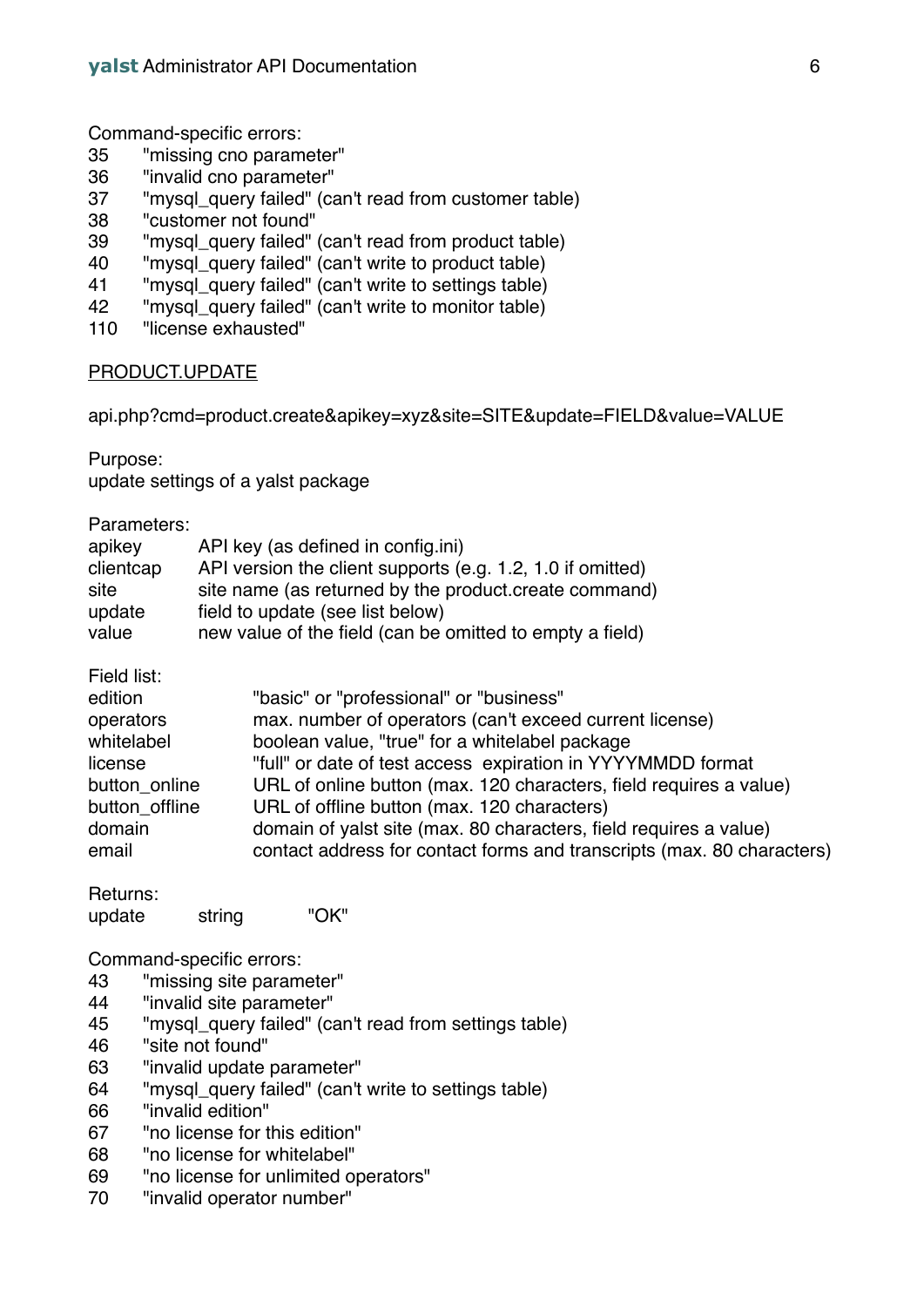Command-specific errors:

| | |
|---|---|
| 35 | "missing cno parameter" |
| 36 | "invalid cno parameter" |
| 37 | "mysql_query failed" (can't read from customer table) |
| 38 | "customer not found" |
| 39 | "mysql_query failed" (can't read from product table) |
| 40 | "mysql_query failed" (can't write to product table) |
| 41 | "mysql_query failed" (can't write to settings table) |
| 42 | "mysql_query failed" (can't write to monitor table) |
| 110 | "license exhausted" |

<u>PRODUCT.UPDATE</u>

api.php?cmd=product.create&apikey=xyz&site=SITE&update=FIELD&value=VALUE

Purpose:
update settings of a yalst package

Parameters:

| | |
|---|---|
| apikey | API key (as defined in config.ini) |
| clientcap | API version the client supports (e.g. 1.2, 1.0 if omitted) |
| site | site name (as returned by the product.create command) |
| update | field to update (see list below) |
| value | new value of the field (can be omitted to empty a field) |

Field list:

| | |
|---|---|
| edition | "basic" or "professional" or "business" |
| operators | max. number of operators (can't exceed current license) |
| whitelabel | boolean value, "true" for a whitelabel package |
| license | "full" or date of test access expiration in YYYYMMDD format |
| button_online | URL of online button (max. 120 characters, field requires a value) |
| button_offline | URL of offline button (max. 120 characters) |
| domain | domain of yalst site (max. 80 characters, field requires a value) |
| email | contact address for contact forms and transcripts (max. 80 characters) |

Returns:

| | | |
|---|---|---|
| update | string | "OK" |

Command-specific errors:

| | |
|---|---|
| 43 | "missing site parameter" |
| 44 | "invalid site parameter" |
| 45 | "mysql_query failed" (can't read from settings table) |
| 46 | "site not found" |
| 63 | "invalid update parameter" |
| 64 | "mysql_query failed" (can't write to settings table) |
| 66 | "invalid edition" |
| 67 | "no license for this edition" |
| 68 | "no license for whitelabel" |
| 69 | "no license for unlimited operators" |
| 70 | "invalid operator number" |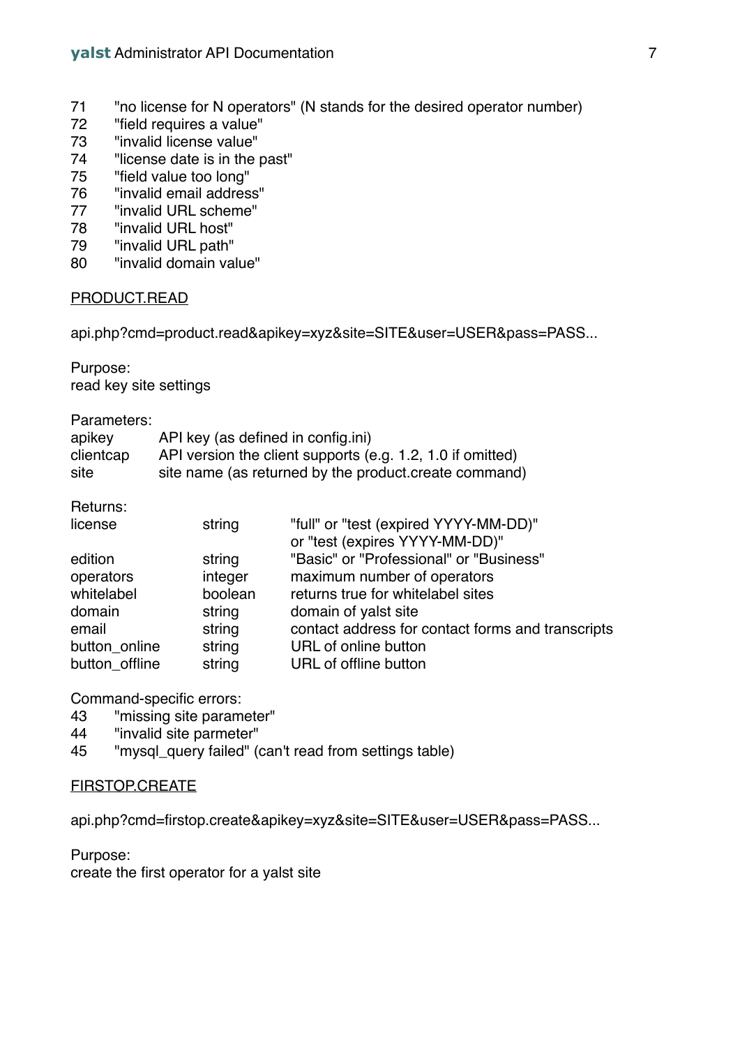71 "no license for N operators" (N stands for the desired operator number)
72 "field requires a value"
73 "invalid license value"
74 "license date is in the past"
75 "field value too long"
76 "invalid email address"
77 "invalid URL scheme"
78 "invalid URL host"
79 "invalid URL path"
80 "invalid domain value"

PRODUCT.READ

api.php?cmd=product.read&apikey=xyz&site=SITE&user=USER&pass=PASS...

Purpose:
read key site settings

Parameters:

| | |
|---|---|
| apikey | API key (as defined in config.ini) |
| clientcap | API version the client supports (e.g. 1.2, 1.0 if omitted) |
| site | site name (as returned by the product.create command) |

Returns:

| | | |
|---|---|---|
| license | string | "full" or "test (expired YYYY-MM-DD)" or "test (expires YYYY-MM-DD)" |
| edition | string | "Basic" or "Professional" or "Business" |
| operators | integer | maximum number of operators |
| whitelabel | boolean | returns true for whitelabel sites |
| domain | string | domain of yalst site |
| email | string | contact address for contact forms and transcripts |
| button_online | string | URL of online button |
| button_offline | string | URL of offline button |

Command-specific errors:
43 "missing site parameter"
44 "invalid site parmeter"
45 "mysql_query failed" (can't read from settings table)

FIRSTOP.CREATE

api.php?cmd=firstop.create&apikey=xyz&site=SITE&user=USER&pass=PASS...

Purpose:
create the first operator for a yalst site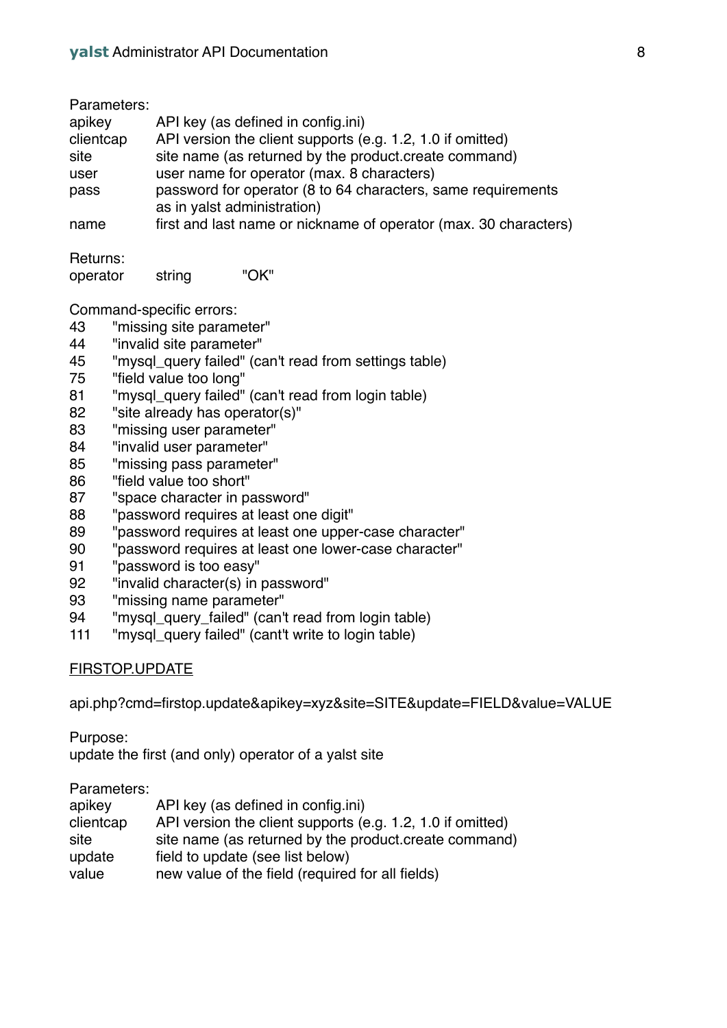Parameters:

| | |
|---|---|
| apikey | API key (as defined in config.ini) |
| clientcap | API version the client supports (e.g. 1.2, 1.0 if omitted) |
| site | site name (as returned by the product.create command) |
| user | user name for operator (max. 8 characters) |
| pass | password for operator (8 to 64 characters, same requirements as in yalst administration) |
| name | first and last name or nickname of operator (max. 30 characters) |

Returns:

| | | |
|---|---|---|
| operator | string | "OK" |

Command-specific errors:

| | |
|---|---|
| 43 | "missing site parameter" |
| 44 | "invalid site parameter" |
| 45 | "mysql_query failed" (can't read from settings table) |
| 75 | "field value too long" |
| 81 | "mysql_query failed" (can't read from login table) |
| 82 | "site already has operator(s)" |
| 83 | "missing user parameter" |
| 84 | "invalid user parameter" |
| 85 | "missing pass parameter" |
| 86 | "field value too short" |
| 87 | "space character in password" |
| 88 | "password requires at least one digit" |
| 89 | "password requires at least one upper-case character" |
| 90 | "password requires at least one lower-case character" |
| 91 | "password is too easy" |
| 92 | "invalid character(s) in password" |
| 93 | "missing name parameter" |
| 94 | "mysql_query_failed" (can't read from login table) |
| 111 | "mysql_query failed" (cant't write to login table) |

## FIRSTOP.UPDATE

```
api.php?cmd=firstop.update&apikey=xyz&site=SITE&update=FIELD&value=VALUE
```

Purpose:
update the first (and only) operator of a yalst site

Parameters:

| | |
|---|---|
| apikey | API key (as defined in config.ini) |
| clientcap | API version the client supports (e.g. 1.2, 1.0 if omitted) |
| site | site name (as returned by the product.create command) |
| update | field to update (see list below) |
| value | new value of the field (required for all fields) |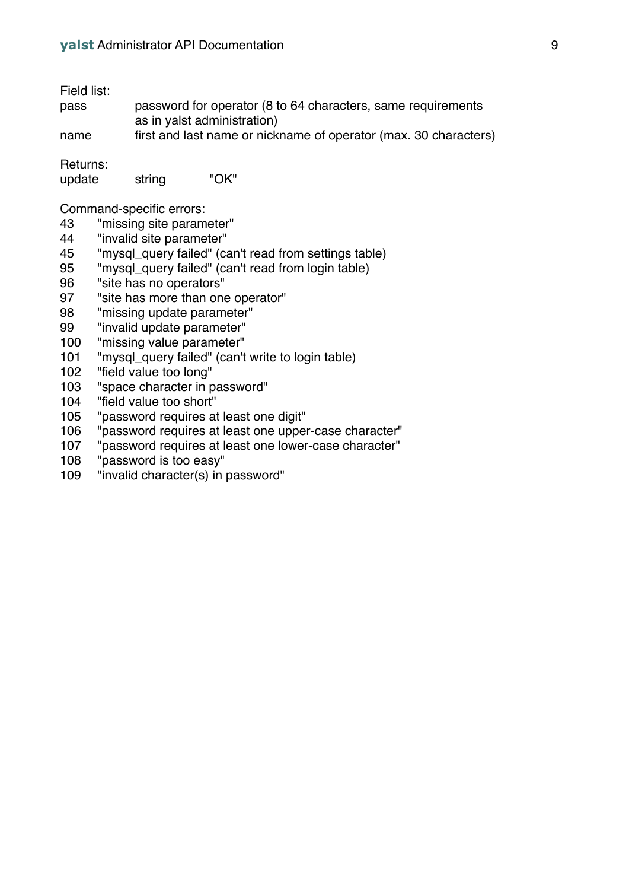Field list:

| | |
|---|---|
| pass | password for operator (8 to 64 characters, same requirements as in yalst administration) |
| name | first and last name or nickname of operator (max. 30 characters) |

Returns:

| | | |
|---|---|---|
| update | string | "OK" |

Command-specific errors:

| | |
|---|---|
| 43 | "missing site parameter" |
| 44 | "invalid site parameter" |
| 45 | "mysql_query failed" (can't read from settings table) |
| 95 | "mysql_query failed" (can't read from login table) |
| 96 | "site has no operators" |
| 97 | "site has more than one operator" |
| 98 | "missing update parameter" |
| 99 | "invalid update parameter" |
| 100 | "missing value parameter" |
| 101 | "mysql_query failed" (can't write to login table) |
| 102 | "field value too long" |
| 103 | "space character in password" |
| 104 | "field value too short" |
| 105 | "password requires at least one digit" |
| 106 | "password requires at least one upper-case character" |
| 107 | "password requires at least one lower-case character" |
| 108 | "password is too easy" |
| 109 | "invalid character(s) in password" |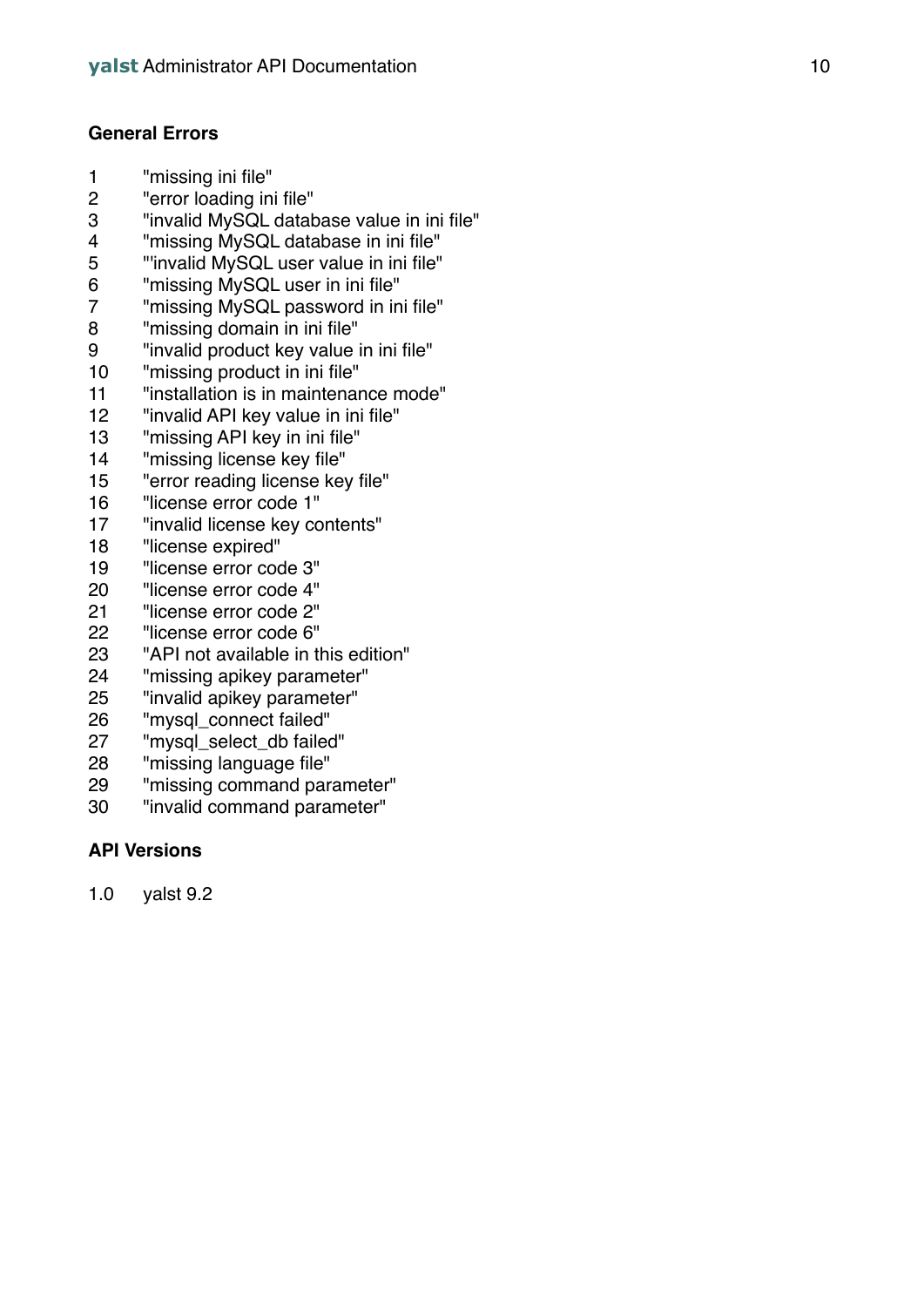### General Errors

| | |
|---|---|
| 1 | "missing ini file" |
| 2 | "error loading ini file" |
| 3 | "invalid MySQL database value in ini file" |
| 4 | "missing MySQL database in ini file" |
| 5 | "'invalid MySQL user value in ini file" |
| 6 | "missing MySQL user in ini file" |
| 7 | "missing MySQL password in ini file" |
| 8 | "missing domain in ini file" |
| 9 | "invalid product key value in ini file" |
| 10 | "missing product in ini file" |
| 11 | "installation is in maintenance mode" |
| 12 | "invalid API key value in ini file" |
| 13 | "missing API key in ini file" |
| 14 | "missing license key file" |
| 15 | "error reading license key file" |
| 16 | "license error code 1" |
| 17 | "invalid license key contents" |
| 18 | "license expired" |
| 19 | "license error code 3" |
| 20 | "license error code 4" |
| 21 | "license error code 2" |
| 22 | "license error code 6" |
| 23 | "API not available in this edition" |
| 24 | "missing apikey parameter" |
| 25 | "invalid apikey parameter" |
| 26 | "mysql_connect failed" |
| 27 | "mysql_select_db failed" |
| 28 | "missing language file" |
| 29 | "missing command parameter" |
| 30 | "invalid command parameter" |

### API Versions

| | |
|---|---|
| 1.0 | yalst 9.2 |